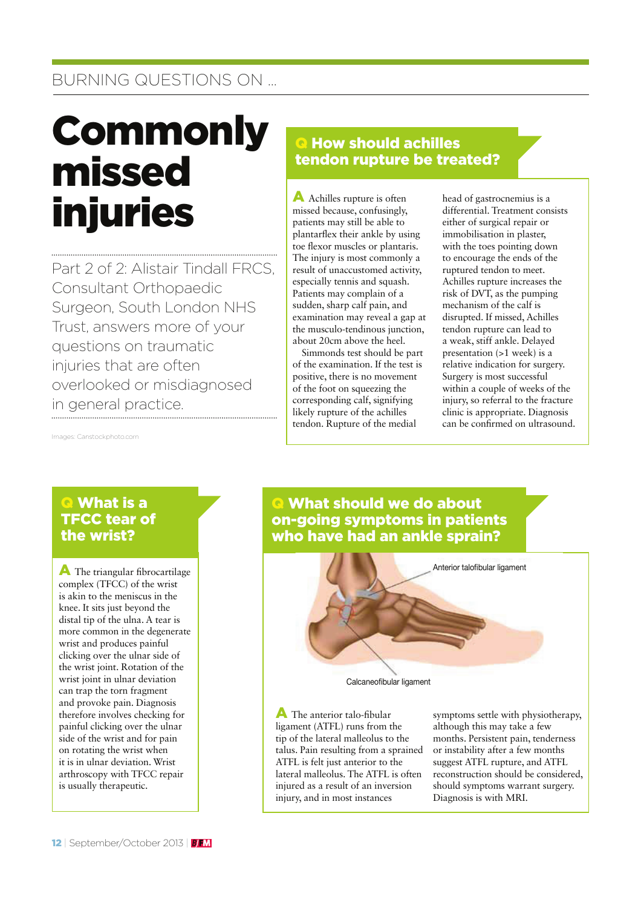BURNING QUESTIONS ON ...

# Commonly missed injuries

Part 2 of 2: Alistair Tindall FRCS, Consultant Orthopaedic Surgeon, South London NHS Trust, answers more of your questions on traumatic injuries that are often overlooked or misdiagnosed in general practice.

Images: Canstockphoto.com

## Q How should achilles tendon rupture be treated?

**A** Achilles rupture is often missed because, confusingly, patients may still be able to plantarflex their ankle by using toe flexor muscles or plantaris. The injury is most commonly a result of unaccustomed activity, especially tennis and squash. Patients may complain of a sudden, sharp calf pain, and examination may reveal a gap at the musculo-tendinous junction, about 20cm above the heel.

Simmonds test should be part of the examination. If the test is positive, there is no movement of the foot on squeezing the corresponding calf, signifying likely rupture of the achilles tendon. Rupture of the medial head of gastrocnemius is a differential. Treatment consists either of surgical repair or immobilisation in plaster, with the toes pointing down to encourage the ends of the ruptured tendon to meet. Achilles rupture increases the risk of DVT, as the pumping mechanism of the calf is disrupted. If missed, Achilles tendon rupture can lead to a weak, stiff ankle. Delayed presentation (>1 week) is a relative indication for surgery. Surgery is most successful within a couple of weeks of the injury, so referral to the fracture clinic is appropriate. Diagnosis can be confirmed on ultrasound.

## Q What is a TFCC tear of the wrist?

**A** The triangular fibrocartilage complex (TFCC) of the wrist is akin to the meniscus in the knee. It sits just beyond the distal tip of the ulna. A tear is more common in the degenerate wrist and produces painful clicking over the ulnar side of the wrist joint. Rotation of the wrist joint in ulnar deviation can trap the torn fragment and provoke pain. Diagnosis therefore involves checking for painful clicking over the ulnar side of the wrist and for pain on rotating the wrist when it is in ulnar deviation. Wrist arthroscopy with TFCC repair is usually therapeutic.

## Q What should we do about on-going symptoms in patients who have had an ankle sprain?

Anterior talofibular ligament

Calcaneofibular ligament

**A** The anterior talo-fibular ligament (ATFL) runs from the tip of the lateral malleolus to the talus. Pain resulting from a sprained ATFL is felt just anterior to the lateral malleolus. The ATFL is often injured as a result of an inversion injury, and in most instances symptoms settle with physiotherapy, although this may take a few months. Persistent pain, tenderness or instability after a few months suggest ATFL rupture, and ATFL reconstruction should be considered, should symptoms warrant surgery. Diagnosis is with MRI.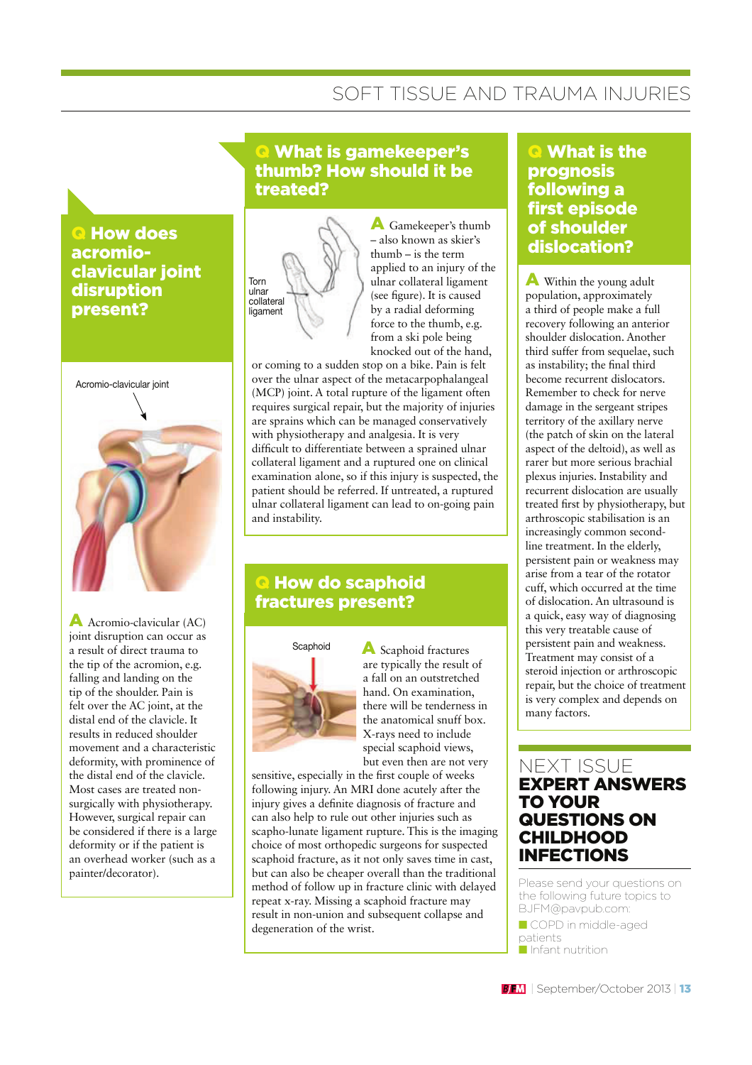# SOFT TISSUE AND TRAUMA INJURIES

## Q How does acromio-clavicular joint disruption present?

Acromio-clavicular joint

**A** Acromio-clavicular (AC) joint disruption can occur as a result of direct trauma to the tip of the acromion, e.g. falling and landing on the tip of the shoulder. Pain is felt over the AC joint, at the distal end of the clavicle. It results in reduced shoulder movement and a characteristic deformity, with prominence of the distal end of the clavicle. Most cases are treated non-surgically with physiotherapy. However, surgical repair can be considered if there is a large deformity or if the patient is an overhead worker (such as a painter/decorator).

## Q What is gamekeeper's thumb? How should it be treated?

Torn ulnar collateral ligament

**A** Gamekeeper's thumb – also known as skier's thumb – is the term applied to an injury of the ulnar collateral ligament (see figure). It is caused by a radial deforming force to the thumb, e.g. from a ski pole being knocked out of the hand, or coming to a sudden stop on a bike. Pain is felt over the ulnar aspect of the metacarpophalangeal (MCP) joint. A total rupture of the ligament often requires surgical repair, but the majority of injuries are sprains which can be managed conservatively with physiotherapy and analgesia. It is very difficult to differentiate between a sprained ulnar collateral ligament and a ruptured one on clinical examination alone, so if this injury is suspected, the patient should be referred. If untreated, a ruptured ulnar collateral ligament can lead to on-going pain and instability.

## Q How do scaphoid fractures present?

Scaphoid

**A** Scaphoid fractures are typically the result of a fall on an outstretched hand. On examination, there will be tenderness in the anatomical snuff box. X-rays need to include special scaphoid views, but even then are not very sensitive, especially in the first couple of weeks following injury. An MRI done acutely after the injury gives a definite diagnosis of fracture and can also help to rule out other injuries such as scapho-lunate ligament rupture. This is the imaging choice of most orthopedic surgeons for suspected scaphoid fracture, as it not only saves time in cast, but can also be cheaper overall than the traditional method of follow up in fracture clinic with delayed repeat x-ray. Missing a scaphoid fracture may result in non-union and subsequent collapse and degeneration of the wrist.

## Q What is the prognosis following a first episode of shoulder dislocation?

**A** Within the young adult population, approximately a third of people make a full recovery following an anterior shoulder dislocation. Another third suffer from sequelae, such as instability; the final third become recurrent dislocators. Remember to check for nerve damage in the sergeant stripes territory of the axillary nerve (the patch of skin on the lateral aspect of the deltoid), as well as rarer but more serious brachial plexus injuries. Instability and recurrent dislocation are usually treated first by physiotherapy, but arthroscopic stabilisation is an increasingly common second-line treatment. In the elderly, persistent pain or weakness may arise from a tear of the rotator cuff, which occurred at the time of dislocation. An ultrasound is a quick, easy way of diagnosing this very treatable cause of persistent pain and weakness. Treatment may consist of a steroid injection or arthroscopic repair, but the choice of treatment is very complex and depends on many factors.

## NEXT ISSUE

**EXPERT ANSWERS TO YOUR QUESTIONS ON CHILDHOOD INFECTIONS**

Please send your questions on the following future topics to BJFM@pavpub.com:

- COPD in middle-aged patients
- Infant nutrition